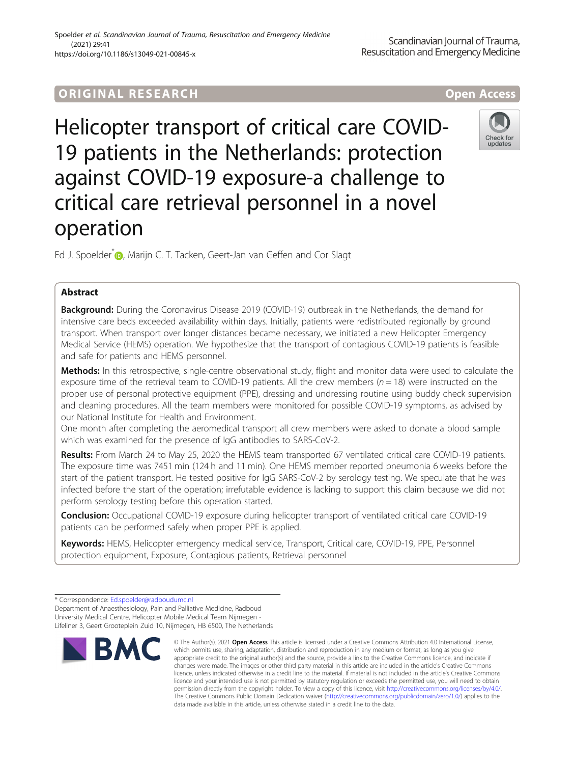ORIGINAL RESEARCH

Open Access

# Helicopter transport of critical care COVID-19 patients in the Netherlands: protection against COVID-19 exposure-a challenge to critical care retrieval personnel in a novel operation

Ed J. Spoelder*, Marijn C. T. Tacken, Geert-Jan van Geffen and Cor Slagt

## Abstract

**Background:** During the Coronavirus Disease 2019 (COVID-19) outbreak in the Netherlands, the demand for intensive care beds exceeded availability within days. Initially, patients were redistributed regionally by ground transport. When transport over longer distances became necessary, we initiated a new Helicopter Emergency Medical Service (HEMS) operation. We hypothesize that the transport of contagious COVID-19 patients is feasible and safe for patients and HEMS personnel.

**Methods:** In this retrospective, single-centre observational study, flight and monitor data were used to calculate the exposure time of the retrieval team to COVID-19 patients. All the crew members ($n = 18$) were instructed on the proper use of personal protective equipment (PPE), dressing and undressing routine using buddy check supervision and cleaning procedures. All the team members were monitored for possible COVID-19 symptoms, as advised by our National Institute for Health and Environment.

One month after completing the aeromedical transport all crew members were asked to donate a blood sample which was examined for the presence of IgG antibodies to SARS-CoV-2.

**Results:** From March 24 to May 25, 2020 the HEMS team transported 67 ventilated critical care COVID-19 patients. The exposure time was 7451 min (124 h and 11 min). One HEMS member reported pneumonia 6 weeks before the start of the patient transport. He tested positive for IgG SARS-CoV-2 by serology testing. We speculate that he was infected before the start of the operation; irrefutable evidence is lacking to support this claim because we did not perform serology testing before this operation started.

**Conclusion:** Occupational COVID-19 exposure during helicopter transport of ventilated critical care COVID-19 patients can be performed safely when proper PPE is applied.

**Keywords:** HEMS, Helicopter emergency medical service, Transport, Critical care, COVID-19, PPE, Personnel protection equipment, Exposure, Contagious patients, Retrieval personnel

---

* Correspondence: Ed.spoelder@radboudumc.nl
Department of Anaesthesiology, Pain and Palliative Medicine, Radboud University Medical Centre, Helicopter Mobile Medical Team Nijmegen - Lifeliner 3, Geert Grooteplein Zuid 10, Nijmegen, HB 6500, The Netherlands

© The Author(s). 2021 **Open Access** This article is licensed under a Creative Commons Attribution 4.0 International License, which permits use, sharing, adaptation, distribution and reproduction in any medium or format, as long as you give appropriate credit to the original author(s) and the source, provide a link to the Creative Commons licence, and indicate if changes were made. The images or other third party material in this article are included in the article's Creative Commons licence, unless indicated otherwise in a credit line to the material. If material is not included in the article's Creative Commons licence and your intended use is not permitted by statutory regulation or exceeds the permitted use, you will need to obtain permission directly from the copyright holder. To view a copy of this licence, visit http://creativecommons.org/licenses/by/4.0/. The Creative Commons Public Domain Dedication waiver (http://creativecommons.org/publicdomain/zero/1.0/) applies to the data made available in this article, unless otherwise stated in a credit line to the data.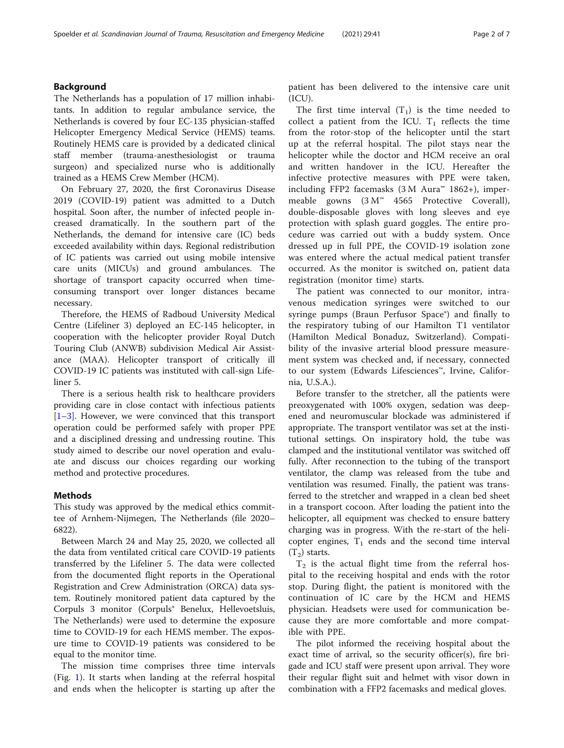## Background

The Netherlands has a population of 17 million inhabitants. In addition to regular ambulance service, the Netherlands is covered by four EC-135 physician-staffed Helicopter Emergency Medical Service (HEMS) teams. Routinely HEMS care is provided by a dedicated clinical staff member (trauma-anesthesiologist or trauma surgeon) and specialized nurse who is additionally trained as a HEMS Crew Member (HCM).

On February 27, 2020, the first Coronavirus Disease 2019 (COVID-19) patient was admitted to a Dutch hospital. Soon after, the number of infected people increased dramatically. In the southern part of the Netherlands, the demand for intensive care (IC) beds exceeded availability within days. Regional redistribution of IC patients was carried out using mobile intensive care units (MICUs) and ground ambulances. The shortage of transport capacity occurred when time-consuming transport over longer distances became necessary.

Therefore, the HEMS of Radboud University Medical Centre (Lifeliner 3) deployed an EC-145 helicopter, in cooperation with the helicopter provider Royal Dutch Touring Club (ANWB) subdivision Medical Air Assistance (MAA). Helicopter transport of critically ill COVID-19 IC patients was instituted with call-sign Lifeliner 5.

There is a serious health risk to healthcare providers providing care in close contact with infectious patients [1–3]. However, we were convinced that this transport operation could be performed safely with proper PPE and a disciplined dressing and undressing routine. This study aimed to describe our novel operation and evaluate and discuss our choices regarding our working method and protective procedures.

## Methods

This study was approved by the medical ethics committee of Arnhem-Nijmegen, The Netherlands (file 2020–6822).

Between March 24 and May 25, 2020, we collected all the data from ventilated critical care COVID-19 patients transferred by the Lifeliner 5. The data were collected from the documented flight reports in the Operational Registration and Crew Administration (ORCA) data system. Routinely monitored patient data captured by the Corpuls 3 monitor (Corpuls® Benelux, Hellevoetsluis, The Netherlands) were used to determine the exposure time to COVID-19 for each HEMS member. The exposure time to COVID-19 patients was considered to be equal to the monitor time.

The mission time comprises three time intervals (Fig. 1). It starts when landing at the referral hospital and ends when the helicopter is starting up after the patient has been delivered to the intensive care unit (ICU).

The first time interval ($T_1$) is the time needed to collect a patient from the ICU. $T_1$ reflects the time from the rotor-stop of the helicopter until the start up at the referral hospital. The pilot stays near the helicopter while the doctor and HCM receive an oral and written handover in the ICU. Hereafter the infective protective measures with PPE were taken, including FFP2 facemasks (3 M Aura™ 1862+), impermeable gowns (3 M™ 4565 Protective Coverall), double-disposable gloves with long sleeves and eye protection with splash guard goggles. The entire procedure was carried out with a buddy system. Once dressed up in full PPE, the COVID-19 isolation zone was entered where the actual medical patient transfer occurred. As the monitor is switched on, patient data registration (monitor time) starts.

The patient was connected to our monitor, intravenous medication syringes were switched to our syringe pumps (Braun Perfusor Space®) and finally to the respiratory tubing of our Hamilton T1 ventilator (Hamilton Medical Bonaduz, Switzerland). Compatibility of the invasive arterial blood pressure measurement system was checked and, if necessary, connected to our system (Edwards Lifesciences™, Irvine, California, U.S.A.).

Before transfer to the stretcher, all the patients were preoxygenated with 100% oxygen, sedation was deepened and neuromuscular blockade was administered if appropriate. The transport ventilator was set at the institutional settings. On inspiratory hold, the tube was clamped and the institutional ventilator was switched off fully. After reconnection to the tubing of the transport ventilator, the clamp was released from the tube and ventilation was resumed. Finally, the patient was transferred to the stretcher and wrapped in a clean bed sheet in a transport cocoon. After loading the patient into the helicopter, all equipment was checked to ensure battery charging was in progress. With the re-start of the helicopter engines, $T_1$ ends and the second time interval ($T_2$) starts.

$T_2$ is the actual flight time from the referral hospital to the receiving hospital and ends with the rotor stop. During flight, the patient is monitored with the continuation of IC care by the HCM and HEMS physician. Headsets were used for communication because they are more comfortable and more compatible with PPE.

The pilot informed the receiving hospital about the exact time of arrival, so the security officer(s), fire brigade and ICU staff were present upon arrival. They wore their regular flight suit and helmet with visor down in combination with a FFP2 facemasks and medical gloves.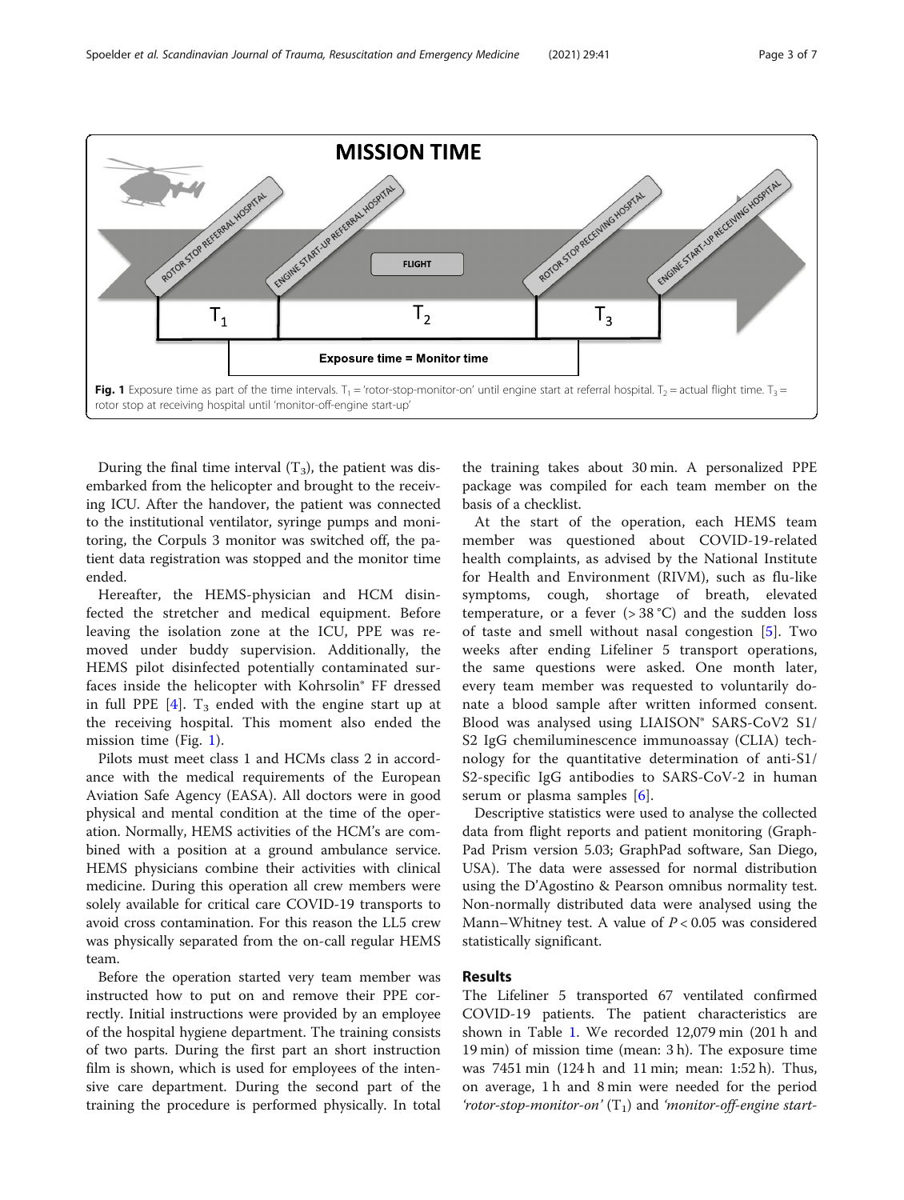MISSION TIME

ROTOR STOP REFERRAL HOSPITAL

ENGINE START-UP REFERRAL HOSPITAL

FLIGHT

ROTOR STOP RECEIVING HOSPITAL

ENGINE START-UP RECEIVING HOSPITAL

$T_1$

$T_2$

$T_3$

Exposure time = Monitor time

**Fig. 1** Exposure time as part of the time intervals. $T_1$ = 'rotor-stop-monitor-on' until engine start at referral hospital. $T_2$ = actual flight time. $T_3$ = rotor stop at receiving hospital until 'monitor-off-engine start-up'

During the final time interval ($T_3$), the patient was disembarked from the helicopter and brought to the receiving ICU. After the handover, the patient was connected to the institutional ventilator, syringe pumps and monitoring, the Corpuls 3 monitor was switched off, the patient data registration was stopped and the monitor time ended.

Hereafter, the HEMS-physician and HCM disinfected the stretcher and medical equipment. Before leaving the isolation zone at the ICU, PPE was removed under buddy supervision. Additionally, the HEMS pilot disinfected potentially contaminated surfaces inside the helicopter with Kohrsolin® FF dressed in full PPE [4]. $T_3$ ended with the engine start up at the receiving hospital. This moment also ended the mission time (Fig. 1).

Pilots must meet class 1 and HCMs class 2 in accordance with the medical requirements of the European Aviation Safe Agency (EASA). All doctors were in good physical and mental condition at the time of the operation. Normally, HEMS activities of the HCM's are combined with a position at a ground ambulance service. HEMS physicians combine their activities with clinical medicine. During this operation all crew members were solely available for critical care COVID-19 transports to avoid cross contamination. For this reason the LL5 crew was physically separated from the on-call regular HEMS team.

Before the operation started very team member was instructed how to put on and remove their PPE correctly. Initial instructions were provided by an employee of the hospital hygiene department. The training consists of two parts. During the first part an short instruction film is shown, which is used for employees of the intensive care department. During the second part of the training the procedure is performed physically. In total the training takes about 30 min. A personalized PPE package was compiled for each team member on the basis of a checklist.

At the start of the operation, each HEMS team member was questioned about COVID-19-related health complaints, as advised by the National Institute for Health and Environment (RIVM), such as flu-like symptoms, cough, shortage of breath, elevated temperature, or a fever (> 38 °C) and the sudden loss of taste and smell without nasal congestion [5]. Two weeks after ending Lifeliner 5 transport operations, the same questions were asked. One month later, every team member was requested to voluntarily donate a blood sample after written informed consent. Blood was analysed using LIAISON® SARS-CoV2 S1/S2 IgG chemiluminescence immunoassay (CLIA) technology for the quantitative determination of anti-S1/S2-specific IgG antibodies to SARS-CoV-2 in human serum or plasma samples [6].

Descriptive statistics were used to analyse the collected data from flight reports and patient monitoring (GraphPad Prism version 5.03; GraphPad software, San Diego, USA). The data were assessed for normal distribution using the D'Agostino & Pearson omnibus normality test. Non-normally distributed data were analysed using the Mann–Whitney test. A value of $P < 0.05$ was considered statistically significant.

## Results

The Lifeliner 5 transported 67 ventilated confirmed COVID-19 patients. The patient characteristics are shown in Table 1. We recorded 12,079 min (201 h and 19 min) of mission time (mean: 3 h). The exposure time was 7451 min (124 h and 11 min; mean: 1:52 h). Thus, on average, 1 h and 8 min were needed for the period *'rotor-stop-monitor-on'* ($T_1$) and *'monitor-off-engine start-*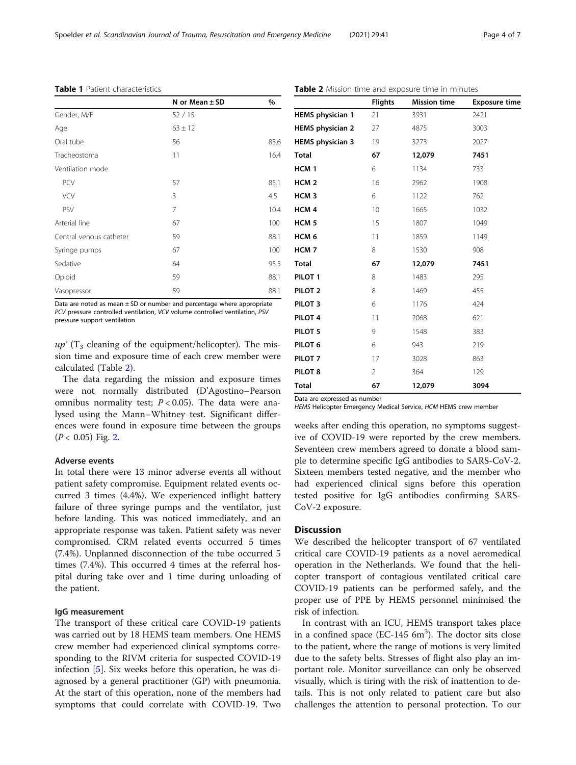**Table 1** Patient characteristics

| | N or Mean ± SD | % |
|---|---|---|
| Gender, M/F | 52 / 15 | |
| Age | 63 ± 12 | |
| Oral tube | 56 | 83.6 |
| Tracheostoma | 11 | 16.4 |
| Ventilation mode | | |
| PCV | 57 | 85.1 |
| VCV | 3 | 4.5 |
| PSV | 7 | 10.4 |
| Arterial line | 67 | 100 |
| Central venous catheter | 59 | 88.1 |
| Syringe pumps | 67 | 100 |
| Sedative | 64 | 95.5 |
| Opioid | 59 | 88.1 |
| Vasopressor | 59 | 88.1 |

Data are noted as mean ± SD or number and percentage where appropriate
*PCV* pressure controlled ventilation, *VCV* volume controlled ventilation, *PSV* pressure support ventilation

*up'* ($T_3$ cleaning of the equipment/helicopter). The mission time and exposure time of each crew member were calculated (Table 2).

The data regarding the mission and exposure times were not normally distributed (D'Agostino–Pearson omnibus normality test; $P < 0.05$). The data were analysed using the Mann–Whitney test. Significant differences were found in exposure time between the groups ($P < 0.05$) Fig. 2.

### Adverse events

In total there were 13 minor adverse events all without patient safety compromise. Equipment related events occurred 3 times (4.4%). We experienced inflight battery failure of three syringe pumps and the ventilator, just before landing. This was noticed immediately, and an appropriate response was taken. Patient safety was never compromised. CRM related events occurred 5 times (7.4%). Unplanned disconnection of the tube occurred 5 times (7.4%). This occurred 4 times at the referral hospital during take over and 1 time during unloading of the patient.

### IgG measurement

The transport of these critical care COVID-19 patients was carried out by 18 HEMS team members. One HEMS crew member had experienced clinical symptoms corresponding to the RIVM criteria for suspected COVID-19 infection [5]. Six weeks before this operation, he was diagnosed by a general practitioner (GP) with pneumonia. At the start of this operation, none of the members had symptoms that could correlate with COVID-19. Two weeks after ending this operation, no symptoms suggestive of COVID-19 were reported by the crew members. Seventeen crew members agreed to donate a blood sample to determine specific IgG antibodies to SARS-CoV-2. Sixteen members tested negative, and the member who had experienced clinical signs before this operation tested positive for IgG antibodies confirming SARS-CoV-2 exposure.

**Table 2** Mission time and exposure time in minutes

| | Flights | Mission time | Exposure time |
|---|---|---|---|
| **HEMS physician 1** | 21 | 3931 | 2421 |
| **HEMS physician 2** | 27 | 4875 | 3003 |
| **HEMS physician 3** | 19 | 3273 | 2027 |
| **Total** | **67** | **12,079** | **7451** |
| **HCM 1** | 6 | 1134 | 733 |
| **HCM 2** | 16 | 2962 | 1908 |
| **HCM 3** | 6 | 1122 | 762 |
| **HCM 4** | 10 | 1665 | 1032 |
| **HCM 5** | 15 | 1807 | 1049 |
| **HCM 6** | 11 | 1859 | 1149 |
| **HCM 7** | 8 | 1530 | 908 |
| **Total** | **67** | **12,079** | **7451** |
| **PILOT 1** | 8 | 1483 | 295 |
| **PILOT 2** | 8 | 1469 | 455 |
| **PILOT 3** | 6 | 1176 | 424 |
| **PILOT 4** | 11 | 2068 | 621 |
| **PILOT 5** | 9 | 1548 | 383 |
| **PILOT 6** | 6 | 943 | 219 |
| **PILOT 7** | 17 | 3028 | 863 |
| **PILOT 8** | 2 | 364 | 129 |
| **Total** | **67** | **12,079** | **3094** |

Data are expressed as number
*HEMS* Helicopter Emergency Medical Service, *HCM* HEMS crew member

## Discussion

We described the helicopter transport of 67 ventilated critical care COVID-19 patients as a novel aeromedical operation in the Netherlands. We found that the helicopter transport of contagious ventilated critical care COVID-19 patients can be performed safely, and the proper use of PPE by HEMS personnel minimised the risk of infection.

In contrast with an ICU, HEMS transport takes place in a confined space (EC-145 6m$^3$). The doctor sits close to the patient, where the range of motions is very limited due to the safety belts. Stresses of flight also play an important role. Monitor surveillance can only be observed visually, which is tiring with the risk of inattention to details. This is not only related to patient care but also challenges the attention to personal protection. To our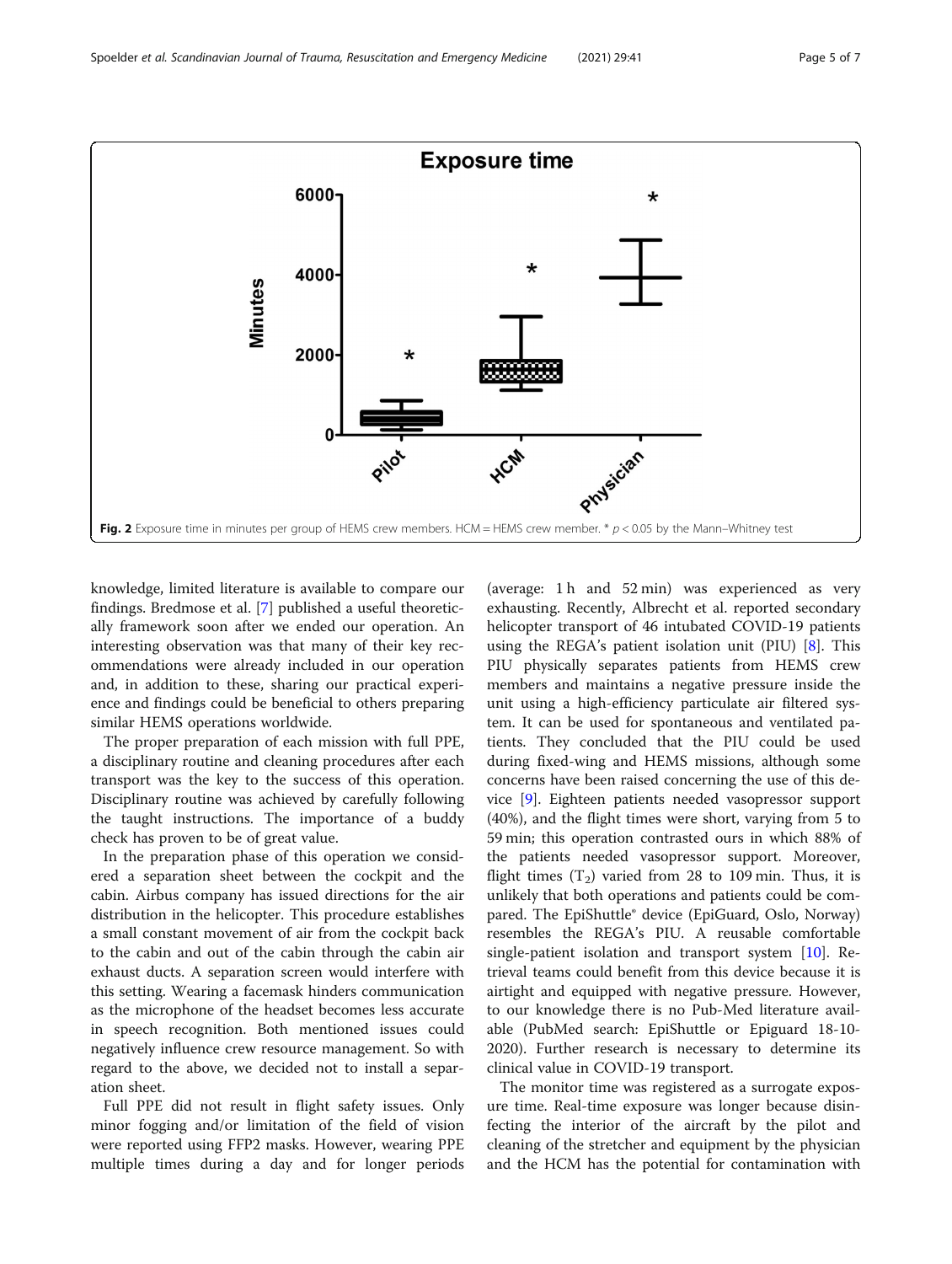Exposure time

Minutes

6000

4000

2000

0

Pilot

HCM

Physician

*

*

*

**Fig. 2** Exposure time in minutes per group of HEMS crew members. HCM = HEMS crew member. * $p < 0.05$ by the Mann–Whitney test

knowledge, limited literature is available to compare our findings. Bredmose et al. [7] published a useful theoretically framework soon after we ended our operation. An interesting observation was that many of their key recommendations were already included in our operation and, in addition to these, sharing our practical experience and findings could be beneficial to others preparing similar HEMS operations worldwide.

The proper preparation of each mission with full PPE, a disciplinary routine and cleaning procedures after each transport was the key to the success of this operation. Disciplinary routine was achieved by carefully following the taught instructions. The importance of a buddy check has proven to be of great value.

In the preparation phase of this operation we considered a separation sheet between the cockpit and the cabin. Airbus company has issued directions for the air distribution in the helicopter. This procedure establishes a small constant movement of air from the cockpit back to the cabin and out of the cabin through the cabin air exhaust ducts. A separation screen would interfere with this setting. Wearing a facemask hinders communication as the microphone of the headset becomes less accurate in speech recognition. Both mentioned issues could negatively influence crew resource management. So with regard to the above, we decided not to install a separation sheet.

Full PPE did not result in flight safety issues. Only minor fogging and/or limitation of the field of vision were reported using FFP2 masks. However, wearing PPE multiple times during a day and for longer periods (average: 1 h and 52 min) was experienced as very exhausting. Recently, Albrecht et al. reported secondary helicopter transport of 46 intubated COVID-19 patients using the REGA's patient isolation unit (PIU) [8]. This PIU physically separates patients from HEMS crew members and maintains a negative pressure inside the unit using a high-efficiency particulate air filtered system. It can be used for spontaneous and ventilated patients. They concluded that the PIU could be used during fixed-wing and HEMS missions, although some concerns have been raised concerning the use of this device [9]. Eighteen patients needed vasopressor support (40%), and the flight times were short, varying from 5 to 59 min; this operation contrasted ours in which 88% of the patients needed vasopressor support. Moreover, flight times ($T_2$) varied from 28 to 109 min. Thus, it is unlikely that both operations and patients could be compared. The EpiShuttle® device (EpiGuard, Oslo, Norway) resembles the REGA's PIU. A reusable comfortable single-patient isolation and transport system [10]. Retrieval teams could benefit from this device because it is airtight and equipped with negative pressure. However, to our knowledge there is no Pub-Med literature available (PubMed search: EpiShuttle or Epiguard 18-10-2020). Further research is necessary to determine its clinical value in COVID-19 transport.

The monitor time was registered as a surrogate exposure time. Real-time exposure was longer because disinfecting the interior of the aircraft by the pilot and cleaning of the stretcher and equipment by the physician and the HCM has the potential for contamination with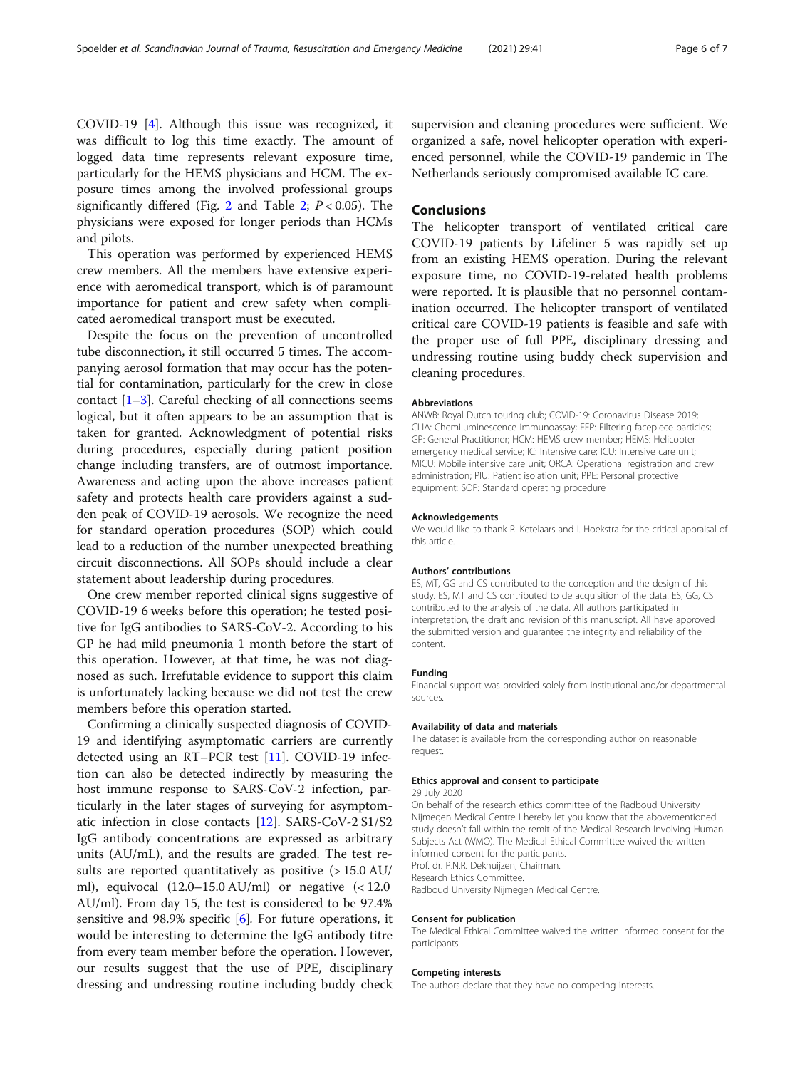COVID-19 [4]. Although this issue was recognized, it was difficult to log this time exactly. The amount of logged data time represents relevant exposure time, particularly for the HEMS physicians and HCM. The exposure times among the involved professional groups significantly differed (Fig. 2 and Table 2; $P < 0.05$). The physicians were exposed for longer periods than HCMs and pilots.

This operation was performed by experienced HEMS crew members. All the members have extensive experience with aeromedical transport, which is of paramount importance for patient and crew safety when complicated aeromedical transport must be executed.

Despite the focus on the prevention of uncontrolled tube disconnection, it still occurred 5 times. The accompanying aerosol formation that may occur has the potential for contamination, particularly for the crew in close contact [1–3]. Careful checking of all connections seems logical, but it often appears to be an assumption that is taken for granted. Acknowledgment of potential risks during procedures, especially during patient position change including transfers, are of outmost importance. Awareness and acting upon the above increases patient safety and protects health care providers against a sudden peak of COVID-19 aerosols. We recognize the need for standard operation procedures (SOP) which could lead to a reduction of the number unexpected breathing circuit disconnections. All SOPs should include a clear statement about leadership during procedures.

One crew member reported clinical signs suggestive of COVID-19 6 weeks before this operation; he tested positive for IgG antibodies to SARS-CoV-2. According to his GP he had mild pneumonia 1 month before the start of this operation. However, at that time, he was not diagnosed as such. Irrefutable evidence to support this claim is unfortunately lacking because we did not test the crew members before this operation started.

Confirming a clinically suspected diagnosis of COVID-19 and identifying asymptomatic carriers are currently detected using an RT–PCR test [11]. COVID-19 infection can also be detected indirectly by measuring the host immune response to SARS-CoV-2 infection, particularly in the later stages of surveying for asymptomatic infection in close contacts [12]. SARS-CoV-2 S1/S2 IgG antibody concentrations are expressed as arbitrary units (AU/mL), and the results are graded. The test results are reported quantitatively as positive (> 15.0 AU/ml), equivocal (12.0–15.0 AU/ml) or negative (< 12.0 AU/ml). From day 15, the test is considered to be 97.4% sensitive and 98.9% specific [6]. For future operations, it would be interesting to determine the IgG antibody titre from every team member before the operation. However, our results suggest that the use of PPE, disciplinary dressing and undressing routine including buddy check supervision and cleaning procedures were sufficient. We organized a safe, novel helicopter operation with experienced personnel, while the COVID-19 pandemic in The Netherlands seriously compromised available IC care.

## Conclusions

The helicopter transport of ventilated critical care COVID-19 patients by Lifeliner 5 was rapidly set up from an existing HEMS operation. During the relevant exposure time, no COVID-19-related health problems were reported. It is plausible that no personnel contamination occurred. The helicopter transport of ventilated critical care COVID-19 patients is feasible and safe with the proper use of full PPE, disciplinary dressing and undressing routine using buddy check supervision and cleaning procedures.

#### Abbreviations

ANWB: Royal Dutch touring club; COVID-19: Coronavirus Disease 2019; CLIA: Chemiluminescence immunoassay; FFP: Filtering facepiece particles; GP: General Practitioner; HCM: HEMS crew member; HEMS: Helicopter emergency medical service; IC: Intensive care; ICU: Intensive care unit; MICU: Mobile intensive care unit; ORCA: Operational registration and crew administration; PIU: Patient isolation unit; PPE: Personal protective equipment; SOP: Standard operating procedure

#### Acknowledgements

We would like to thank R. Ketelaars and I. Hoekstra for the critical appraisal of this article.

#### Authors' contributions

ES, MT, GG and CS contributed to the conception and the design of this study. ES, MT and CS contributed to de acquisition of the data. ES, GG, CS contributed to the analysis of the data. All authors participated in interpretation, the draft and revision of this manuscript. All have approved the submitted version and guarantee the integrity and reliability of the content.

#### Funding

Financial support was provided solely from institutional and/or departmental sources.

#### Availability of data and materials

The dataset is available from the corresponding author on reasonable request.

#### Ethics approval and consent to participate

29 July 2020

On behalf of the research ethics committee of the Radboud University Nijmegen Medical Centre I hereby let you know that the abovementioned study doesn't fall within the remit of the Medical Research Involving Human Subjects Act (WMO). The Medical Ethical Committee waived the written informed consent for the participants.

Prof. dr. P.N.R. Dekhuijzen, Chairman.

Research Ethics Committee.

Radboud University Nijmegen Medical Centre.

#### Consent for publication

The Medical Ethical Committee waived the written informed consent for the participants.

#### Competing interests

The authors declare that they have no competing interests.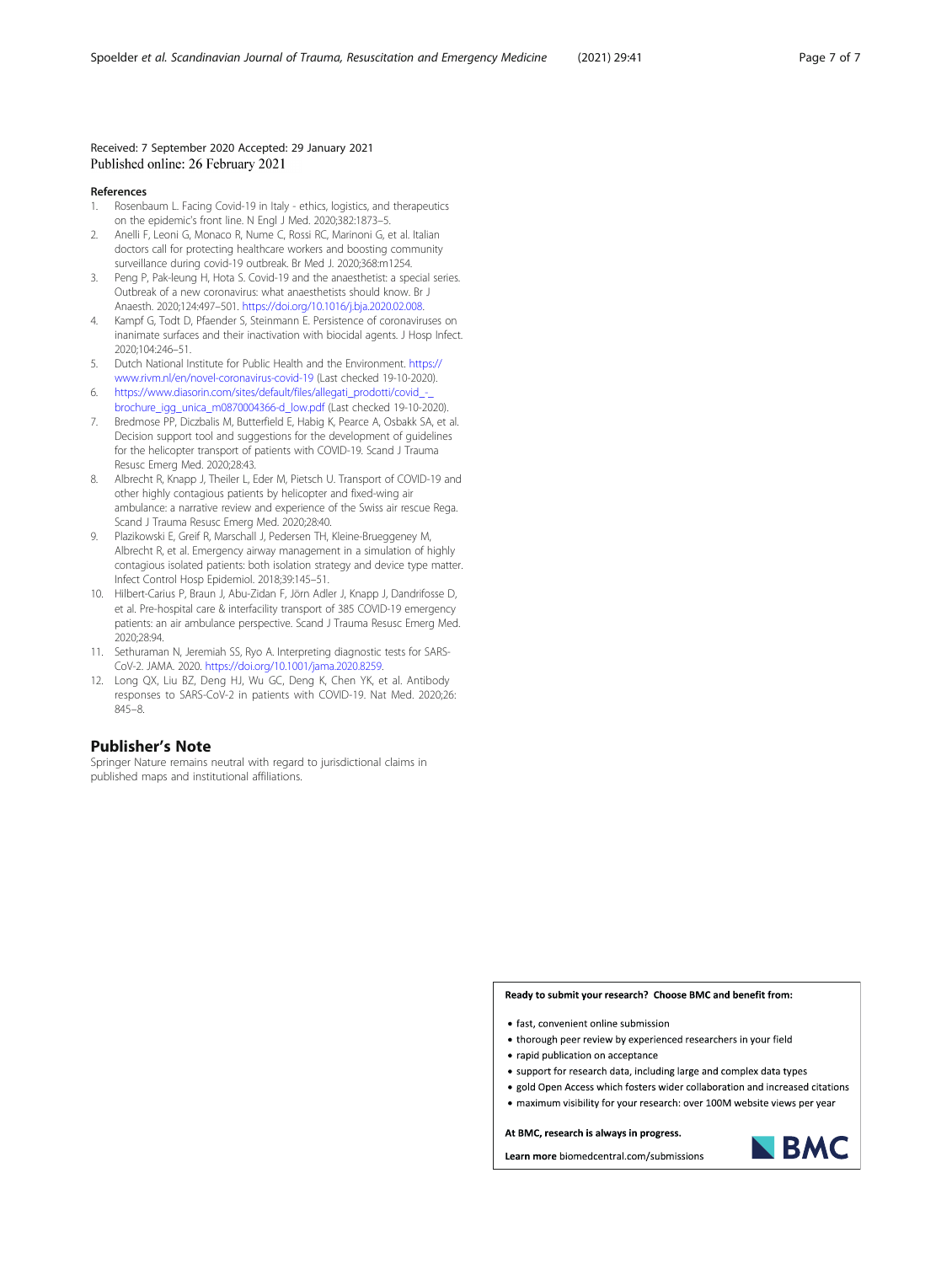Received: 7 September 2020 Accepted: 29 January 2021
Published online: 26 February 2021

## References

1. Rosenbaum L. Facing Covid-19 in Italy - ethics, logistics, and therapeutics on the epidemic's front line. N Engl J Med. 2020;382:1873–5.
2. Anelli F, Leoni G, Monaco R, Nume C, Rossi RC, Marinoni G, et al. Italian doctors call for protecting healthcare workers and boosting community surveillance during covid-19 outbreak. Br Med J. 2020;368:m1254.
3. Peng P, Pak-leung H, Hota S. Covid-19 and the anaesthetist: a special series. Outbreak of a new coronavirus: what anaesthetists should know. Br J Anaesth. 2020;124:497–501. https://doi.org/10.1016/j.bja.2020.02.008.
4. Kampf G, Todt D, Pfaender S, Steinmann E. Persistence of coronaviruses on inanimate surfaces and their inactivation with biocidal agents. J Hosp Infect. 2020;104:246–51.
5. Dutch National Institute for Public Health and the Environment. https://www.rivm.nl/en/novel-coronavirus-covid-19 (Last checked 19-10-2020).
6. https://www.diasorin.com/sites/default/files/allegati_prodotti/covid_-_brochure_igg_unica_m0870004366-d_low.pdf (Last checked 19-10-2020).
7. Bredmose PP, Diczbalis M, Butterfield E, Habig K, Pearce A, Osbakk SA, et al. Decision support tool and suggestions for the development of guidelines for the helicopter transport of patients with COVID-19. Scand J Trauma Resusc Emerg Med. 2020;28:43.
8. Albrecht R, Knapp J, Theiler L, Eder M, Pietsch U. Transport of COVID-19 and other highly contagious patients by helicopter and fixed-wing air ambulance: a narrative review and experience of the Swiss air rescue Rega. Scand J Trauma Resusc Emerg Med. 2020;28:40.
9. Plazikowski E, Greif R, Marschall J, Pedersen TH, Kleine-Brueggeney M, Albrecht R, et al. Emergency airway management in a simulation of highly contagious isolated patients: both isolation strategy and device type matter. Infect Control Hosp Epidemiol. 2018;39:145–51.
10. Hilbert-Carius P, Braun J, Abu-Zidan F, Jörn Adler J, Knapp J, Dandrifosse D, et al. Pre-hospital care & interfacility transport of 385 COVID-19 emergency patients: an air ambulance perspective. Scand J Trauma Resusc Emerg Med. 2020;28:94.
11. Sethuraman N, Jeremiah SS, Ryo A. Interpreting diagnostic tests for SARS-CoV-2. JAMA. 2020. https://doi.org/10.1001/jama.2020.8259.
12. Long QX, Liu BZ, Deng HJ, Wu GC, Deng K, Chen YK, et al. Antibody responses to SARS-CoV-2 in patients with COVID-19. Nat Med. 2020;26:845–8.

## Publisher's Note

Springer Nature remains neutral with regard to jurisdictional claims in published maps and institutional affiliations.

**Ready to submit your research? Choose BMC and benefit from:**

- fast, convenient online submission
- thorough peer review by experienced researchers in your field
- rapid publication on acceptance
- support for research data, including large and complex data types
- gold Open Access which fosters wider collaboration and increased citations
- maximum visibility for your research: over 100M website views per year

**At BMC, research is always in progress.**

**Learn more** biomedcentral.com/submissions